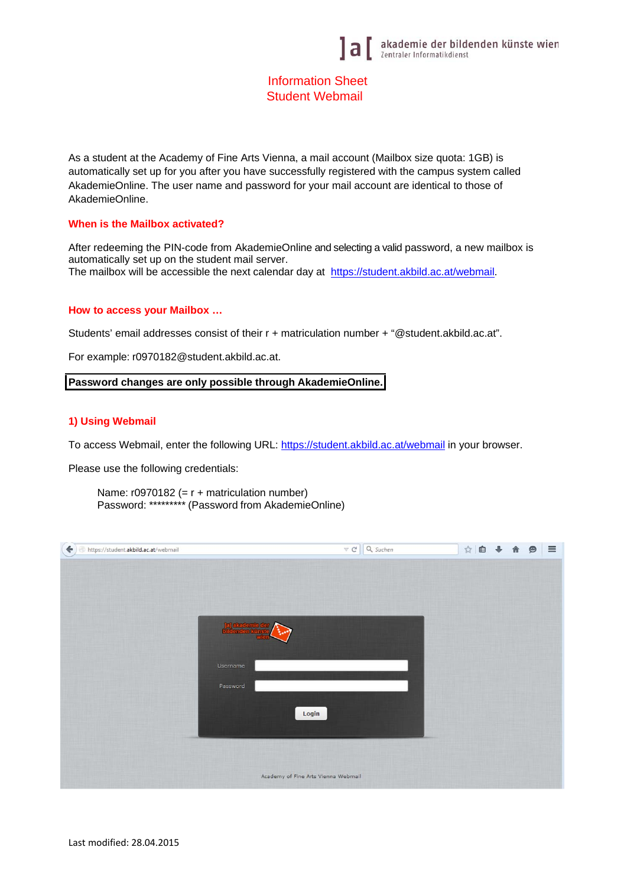# Information Sheet
# Student Webmail

As a student at the Academy of Fine Arts Vienna, a mail account (Mailbox size quota: 1GB) is automatically set up for you after you have successfully registered with the campus system called AkademieOnline. The user name and password for your mail account are identical to those of AkademieOnline.

## When is the Mailbox activated?

After redeeming the PIN-code from AkademieOnline and selecting a valid password, a new mailbox is automatically set up on the student mail server.
The mailbox will be accessible the next calendar day at https://student.akbild.ac.at/webmail.

## How to access your Mailbox ...

Students' email addresses consist of their r + matriculation number + "@student.akbild.ac.at".

For example: r0970182@student.akbild.ac.at.

**Password changes are only possible through AkademieOnline.**

## 1) Using Webmail

To access Webmail, enter the following URL: https://student.akbild.ac.at/webmail in your browser.

Please use the following credentials:

Name: r0970182 (= r + matriculation number)
Password: ********* (Password from AkademieOnline)

Last modified: 28.04.2015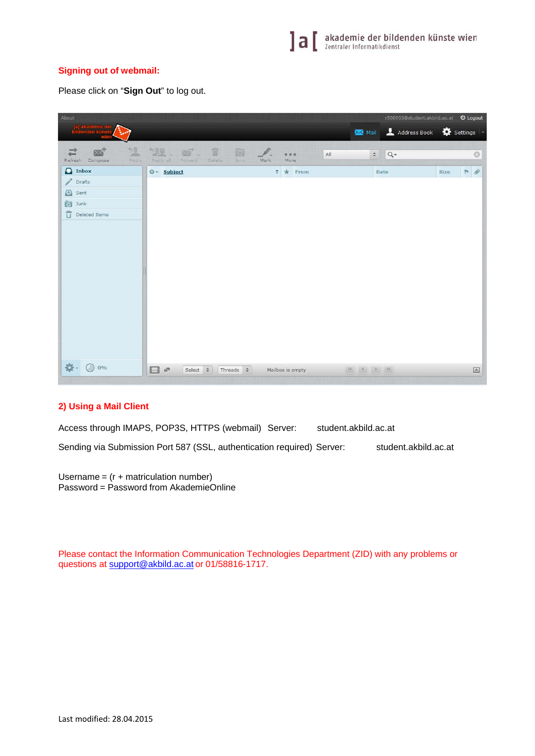## Signing out of webmail:

Please click on "**Sign Out**" to log out.

## 2) Using a Mail Client

Access through IMAPS, POP3S, HTTPS (webmail) Server: student.akbild.ac.at

Sending via Submission Port 587 (SSL, authentication required) Server: student.akbild.ac.at

Username = (r + matriculation number)
Password = Password from AkademieOnline

Please contact the Information Communication Technologies Department (ZID) with any problems or questions at support@akbild.ac.at or 01/58816-1717.

Last modified: 28.04.2015